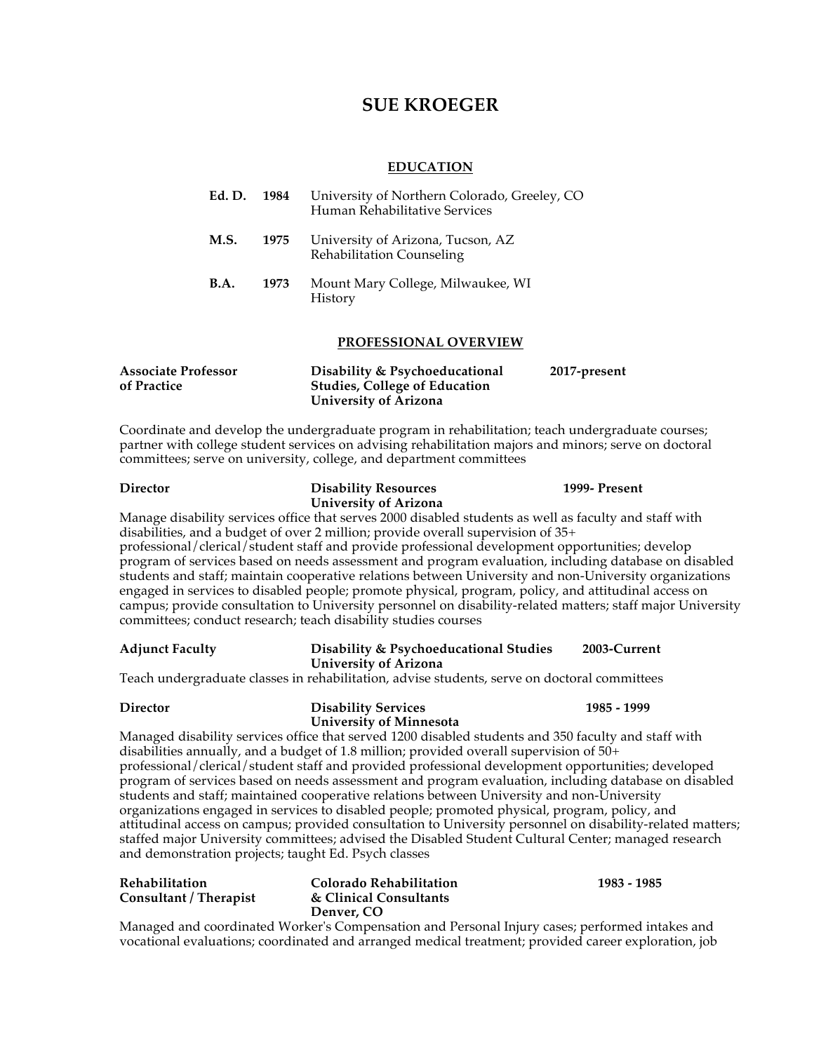# SUE KROEGER

## EDUCATION

| | | |
|---|---|---|
| **Ed. D.** | **1984** | University of Northern Colorado, Greeley, CO<br>Human Rehabilitative Services |
| **M.S.** | **1975** | University of Arizona, Tucson, AZ<br>Rehabilitation Counseling |
| **B.A.** | **1973** | Mount Mary College, Milwaukee, WI<br>History |

## PROFESSIONAL OVERVIEW

**Associate Professor of Practice** — **Disability & Psychoeducational Studies, College of Education, University of Arizona** — **2017-present**

Coordinate and develop the undergraduate program in rehabilitation; teach undergraduate courses; partner with college student services on advising rehabilitation majors and minors; serve on doctoral committees; serve on university, college, and department committees

**Director** — **Disability Resources, University of Arizona** — **1999- Present**

Manage disability services office that serves 2000 disabled students as well as faculty and staff with disabilities, and a budget of over 2 million; provide overall supervision of 35+ professional/clerical/student staff and provide professional development opportunities; develop program of services based on needs assessment and program evaluation, including database on disabled students and staff; maintain cooperative relations between University and non-University organizations engaged in services to disabled people; promote physical, program, policy, and attitudinal access on campus; provide consultation to University personnel on disability-related matters; staff major University committees; conduct research; teach disability studies courses

**Adjunct Faculty** — **Disability & Psychoeducational Studies, University of Arizona** — **2003-Current**

Teach undergraduate classes in rehabilitation, advise students, serve on doctoral committees

**Director** — **Disability Services, University of Minnesota** — **1985 - 1999**

Managed disability services office that served 1200 disabled students and 350 faculty and staff with disabilities annually, and a budget of 1.8 million; provided overall supervision of 50+ professional/clerical/student staff and provided professional development opportunities; developed program of services based on needs assessment and program evaluation, including database on disabled students and staff; maintained cooperative relations between University and non-University organizations engaged in services to disabled people; promoted physical, program, policy, and attitudinal access on campus; provided consultation to University personnel on disability-related matters; staffed major University committees; advised the Disabled Student Cultural Center; managed research and demonstration projects; taught Ed. Psych classes

**Rehabilitation Consultant / Therapist** — **Colorado Rehabilitation & Clinical Consultants, Denver, CO** — **1983 - 1985**

Managed and coordinated Worker's Compensation and Personal Injury cases; performed intakes and vocational evaluations; coordinated and arranged medical treatment; provided career exploration, job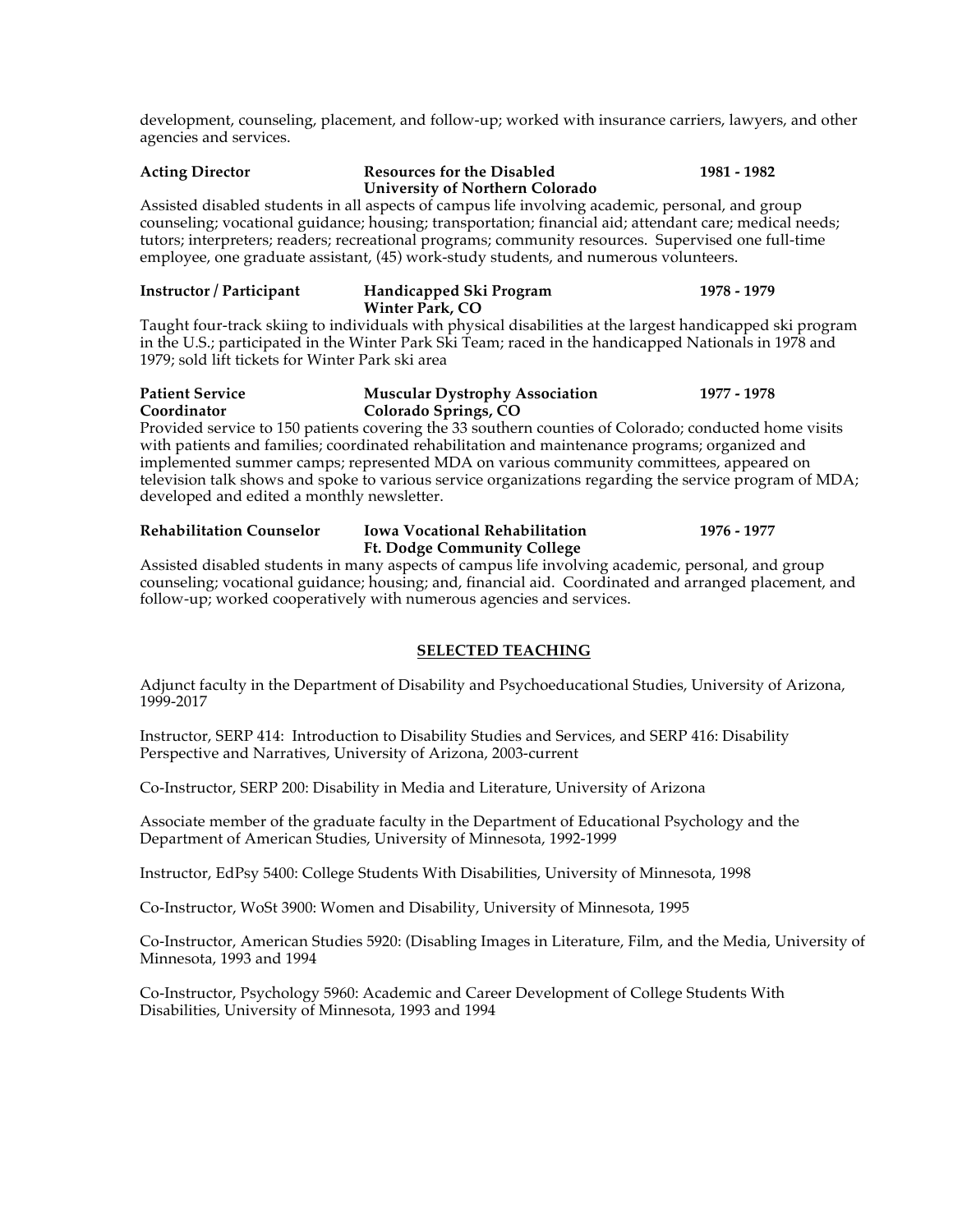development, counseling, placement, and follow-up; worked with insurance carriers, lawyers, and other agencies and services.

**Acting Director** — **Resources for the Disabled, University of Northern Colorado** — **1981 - 1982**

Assisted disabled students in all aspects of campus life involving academic, personal, and group counseling; vocational guidance; housing; transportation; financial aid; attendant care; medical needs; tutors; interpreters; readers; recreational programs; community resources. Supervised one full-time employee, one graduate assistant, (45) work-study students, and numerous volunteers.

**Instructor / Participant** — **Handicapped Ski Program, Winter Park, CO** — **1978 - 1979**

Taught four-track skiing to individuals with physical disabilities at the largest handicapped ski program in the U.S.; participated in the Winter Park Ski Team; raced in the handicapped Nationals in 1978 and 1979; sold lift tickets for Winter Park ski area

**Patient Service Coordinator** — **Muscular Dystrophy Association, Colorado Springs, CO** — **1977 - 1978**

Provided service to 150 patients covering the 33 southern counties of Colorado; conducted home visits with patients and families; coordinated rehabilitation and maintenance programs; organized and implemented summer camps; represented MDA on various community committees, appeared on television talk shows and spoke to various service organizations regarding the service program of MDA; developed and edited a monthly newsletter.

**Rehabilitation Counselor** — **Iowa Vocational Rehabilitation, Ft. Dodge Community College** — **1976 - 1977**

Assisted disabled students in many aspects of campus life involving academic, personal, and group counseling; vocational guidance; housing; and, financial aid. Coordinated and arranged placement, and follow-up; worked cooperatively with numerous agencies and services.

## SELECTED TEACHING

Adjunct faculty in the Department of Disability and Psychoeducational Studies, University of Arizona, 1999-2017

Instructor, SERP 414: Introduction to Disability Studies and Services, and SERP 416: Disability Perspective and Narratives, University of Arizona, 2003-current

Co-Instructor, SERP 200: Disability in Media and Literature, University of Arizona

Associate member of the graduate faculty in the Department of Educational Psychology and the Department of American Studies, University of Minnesota, 1992-1999

Instructor, EdPsy 5400: College Students With Disabilities, University of Minnesota, 1998

Co-Instructor, WoSt 3900: Women and Disability, University of Minnesota, 1995

Co-Instructor, American Studies 5920: (Disabling Images in Literature, Film, and the Media, University of Minnesota, 1993 and 1994

Co-Instructor, Psychology 5960: Academic and Career Development of College Students With Disabilities, University of Minnesota, 1993 and 1994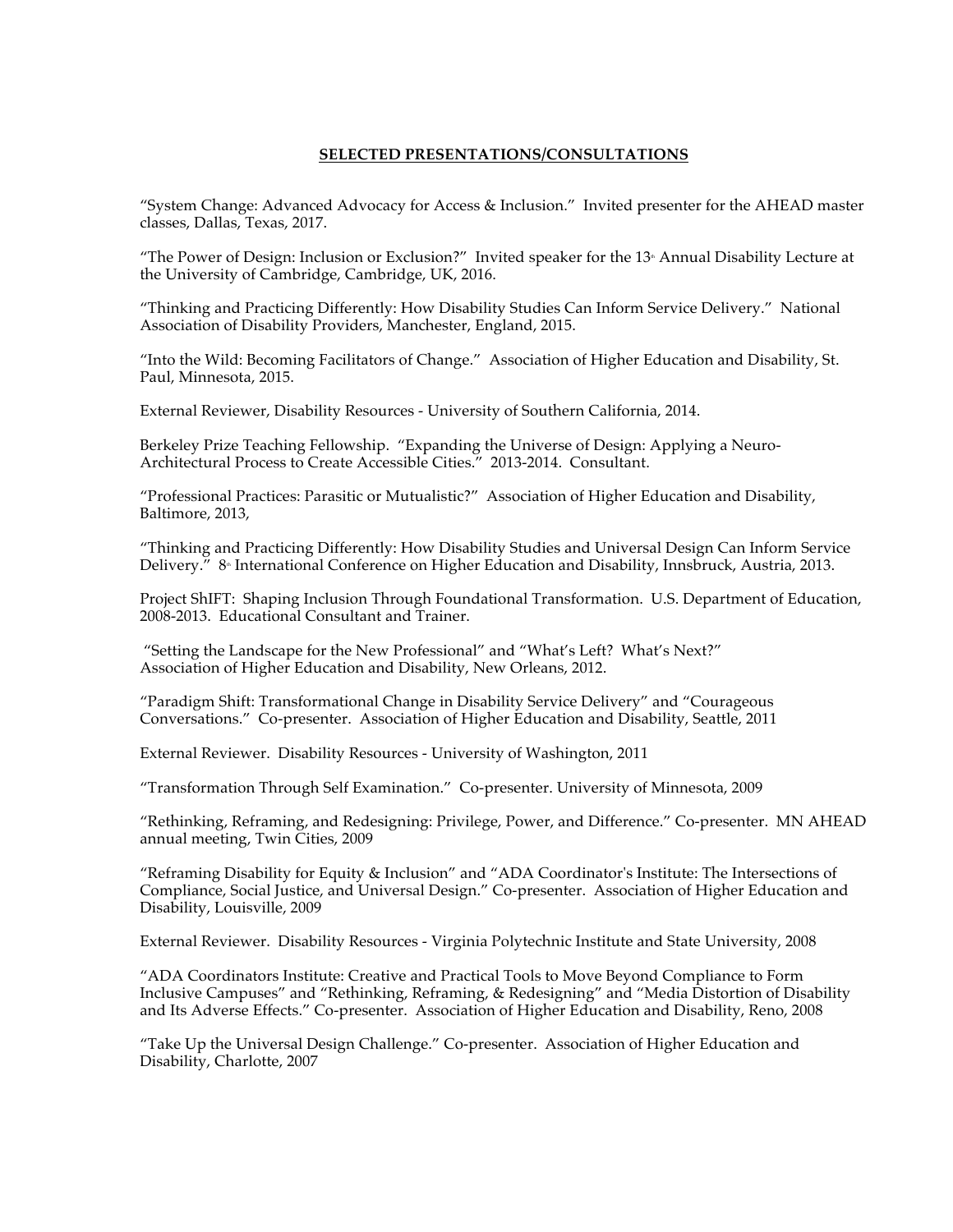## SELECTED PRESENTATIONS/CONSULTATIONS

"System Change: Advanced Advocacy for Access & Inclusion." Invited presenter for the AHEAD master classes, Dallas, Texas, 2017.

"The Power of Design: Inclusion or Exclusion?" Invited speaker for the 13th Annual Disability Lecture at the University of Cambridge, Cambridge, UK, 2016.

"Thinking and Practicing Differently: How Disability Studies Can Inform Service Delivery." National Association of Disability Providers, Manchester, England, 2015.

"Into the Wild: Becoming Facilitators of Change." Association of Higher Education and Disability, St. Paul, Minnesota, 2015.

External Reviewer, Disability Resources - University of Southern California, 2014.

Berkeley Prize Teaching Fellowship. "Expanding the Universe of Design: Applying a Neuro-Architectural Process to Create Accessible Cities." 2013-2014. Consultant.

"Professional Practices: Parasitic or Mutualistic?" Association of Higher Education and Disability, Baltimore, 2013,

"Thinking and Practicing Differently: How Disability Studies and Universal Design Can Inform Service Delivery." 8th International Conference on Higher Education and Disability, Innsbruck, Austria, 2013.

Project ShIFT: Shaping Inclusion Through Foundational Transformation. U.S. Department of Education, 2008-2013. Educational Consultant and Trainer.

"Setting the Landscape for the New Professional" and "What's Left? What's Next?" Association of Higher Education and Disability, New Orleans, 2012.

"Paradigm Shift: Transformational Change in Disability Service Delivery" and "Courageous Conversations." Co-presenter. Association of Higher Education and Disability, Seattle, 2011

External Reviewer. Disability Resources - University of Washington, 2011

"Transformation Through Self Examination." Co-presenter. University of Minnesota, 2009

"Rethinking, Reframing, and Redesigning: Privilege, Power, and Difference." Co-presenter. MN AHEAD annual meeting, Twin Cities, 2009

"Reframing Disability for Equity & Inclusion" and "ADA Coordinator's Institute: The Intersections of Compliance, Social Justice, and Universal Design." Co-presenter. Association of Higher Education and Disability, Louisville, 2009

External Reviewer. Disability Resources - Virginia Polytechnic Institute and State University, 2008

"ADA Coordinators Institute: Creative and Practical Tools to Move Beyond Compliance to Form Inclusive Campuses" and "Rethinking, Reframing, & Redesigning" and "Media Distortion of Disability and Its Adverse Effects." Co-presenter. Association of Higher Education and Disability, Reno, 2008

"Take Up the Universal Design Challenge." Co-presenter. Association of Higher Education and Disability, Charlotte, 2007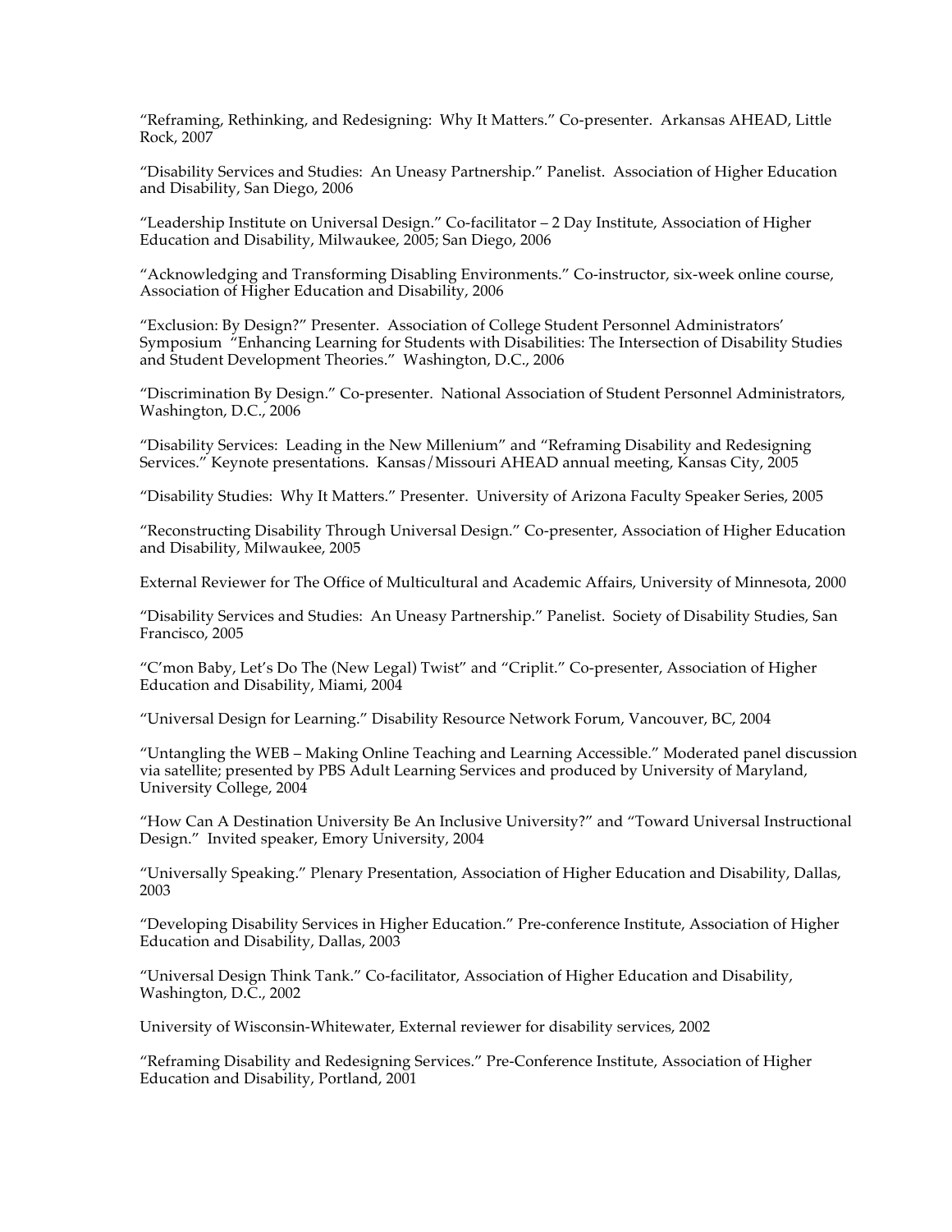"Reframing, Rethinking, and Redesigning: Why It Matters." Co-presenter. Arkansas AHEAD, Little Rock, 2007

"Disability Services and Studies: An Uneasy Partnership." Panelist. Association of Higher Education and Disability, San Diego, 2006

"Leadership Institute on Universal Design." Co-facilitator – 2 Day Institute, Association of Higher Education and Disability, Milwaukee, 2005; San Diego, 2006

"Acknowledging and Transforming Disabling Environments." Co-instructor, six-week online course, Association of Higher Education and Disability, 2006

"Exclusion: By Design?" Presenter. Association of College Student Personnel Administrators' Symposium "Enhancing Learning for Students with Disabilities: The Intersection of Disability Studies and Student Development Theories." Washington, D.C., 2006

"Discrimination By Design." Co-presenter. National Association of Student Personnel Administrators, Washington, D.C., 2006

"Disability Services: Leading in the New Millenium" and "Reframing Disability and Redesigning Services." Keynote presentations. Kansas/Missouri AHEAD annual meeting, Kansas City, 2005

"Disability Studies: Why It Matters." Presenter. University of Arizona Faculty Speaker Series, 2005

"Reconstructing Disability Through Universal Design." Co-presenter, Association of Higher Education and Disability, Milwaukee, 2005

External Reviewer for The Office of Multicultural and Academic Affairs, University of Minnesota, 2000

"Disability Services and Studies: An Uneasy Partnership." Panelist. Society of Disability Studies, San Francisco, 2005

"C'mon Baby, Let's Do The (New Legal) Twist" and "Criplit." Co-presenter, Association of Higher Education and Disability, Miami, 2004

"Universal Design for Learning." Disability Resource Network Forum, Vancouver, BC, 2004

"Untangling the WEB – Making Online Teaching and Learning Accessible." Moderated panel discussion via satellite; presented by PBS Adult Learning Services and produced by University of Maryland, University College, 2004

"How Can A Destination University Be An Inclusive University?" and "Toward Universal Instructional Design." Invited speaker, Emory University, 2004

"Universally Speaking." Plenary Presentation, Association of Higher Education and Disability, Dallas, 2003

"Developing Disability Services in Higher Education." Pre-conference Institute, Association of Higher Education and Disability, Dallas, 2003

"Universal Design Think Tank." Co-facilitator, Association of Higher Education and Disability, Washington, D.C., 2002

University of Wisconsin-Whitewater, External reviewer for disability services, 2002

"Reframing Disability and Redesigning Services." Pre-Conference Institute, Association of Higher Education and Disability, Portland, 2001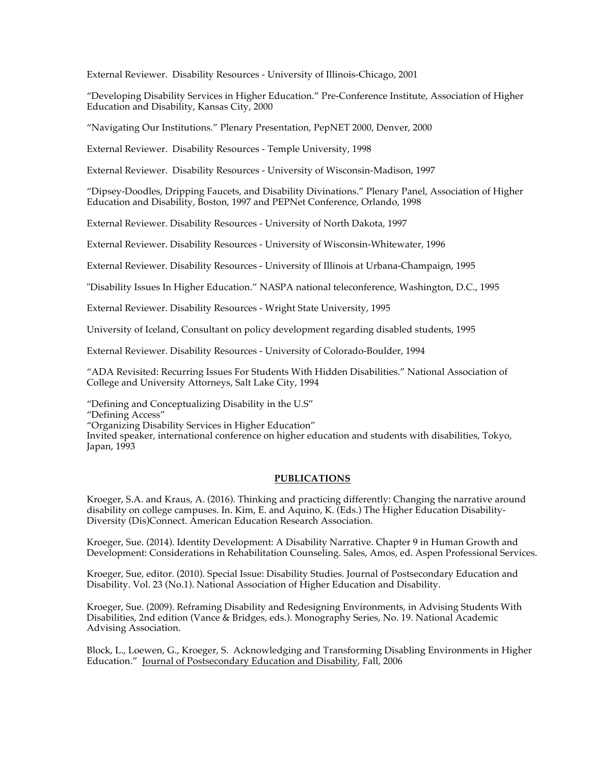External Reviewer. Disability Resources - University of Illinois-Chicago, 2001

"Developing Disability Services in Higher Education." Pre-Conference Institute, Association of Higher Education and Disability, Kansas City, 2000

"Navigating Our Institutions." Plenary Presentation, PepNET 2000, Denver, 2000

External Reviewer. Disability Resources - Temple University, 1998

External Reviewer. Disability Resources - University of Wisconsin-Madison, 1997

"Dipsey-Doodles, Dripping Faucets, and Disability Divinations." Plenary Panel, Association of Higher Education and Disability, Boston, 1997 and PEPNet Conference, Orlando, 1998

External Reviewer. Disability Resources - University of North Dakota, 1997

External Reviewer. Disability Resources - University of Wisconsin-Whitewater, 1996

External Reviewer. Disability Resources - University of Illinois at Urbana-Champaign, 1995

"Disability Issues In Higher Education." NASPA national teleconference, Washington, D.C., 1995

External Reviewer. Disability Resources - Wright State University, 1995

University of Iceland, Consultant on policy development regarding disabled students, 1995

External Reviewer. Disability Resources - University of Colorado-Boulder, 1994

"ADA Revisited: Recurring Issues For Students With Hidden Disabilities." National Association of College and University Attorneys, Salt Lake City, 1994

"Defining and Conceptualizing Disability in the U.S"
"Defining Access"
"Organizing Disability Services in Higher Education"
Invited speaker, international conference on higher education and students with disabilities, Tokyo, Japan, 1993

## PUBLICATIONS

Kroeger, S.A. and Kraus, A. (2016). Thinking and practicing differently: Changing the narrative around disability on college campuses. In. Kim, E. and Aquino, K. (Eds.) The Higher Education Disability-Diversity (Dis)Connect. American Education Research Association.

Kroeger, Sue. (2014). Identity Development: A Disability Narrative. Chapter 9 in Human Growth and Development: Considerations in Rehabilitation Counseling. Sales, Amos, ed. Aspen Professional Services.

Kroeger, Sue, editor. (2010). Special Issue: Disability Studies. Journal of Postsecondary Education and Disability. Vol. 23 (No.1). National Association of Higher Education and Disability.

Kroeger, Sue. (2009). Reframing Disability and Redesigning Environments, in Advising Students With Disabilities, 2nd edition (Vance & Bridges, eds.). Monography Series, No. 19. National Academic Advising Association.

Block, L., Loewen, G., Kroeger, S. Acknowledging and Transforming Disabling Environments in Higher Education." Journal of Postsecondary Education and Disability, Fall, 2006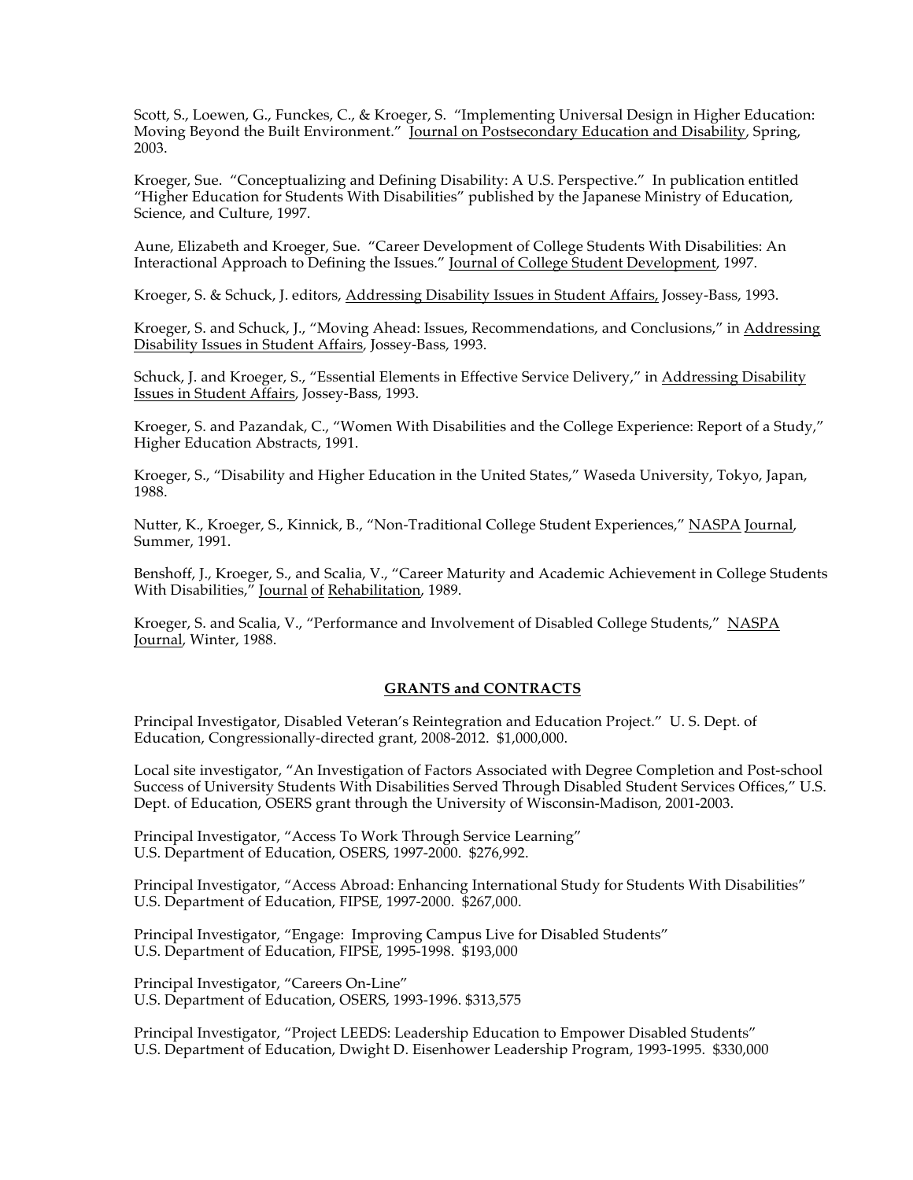Scott, S., Loewen, G., Funckes, C., & Kroeger, S. "Implementing Universal Design in Higher Education: Moving Beyond the Built Environment." Journal on Postsecondary Education and Disability, Spring, 2003.

Kroeger, Sue. "Conceptualizing and Defining Disability: A U.S. Perspective." In publication entitled "Higher Education for Students With Disabilities" published by the Japanese Ministry of Education, Science, and Culture, 1997.

Aune, Elizabeth and Kroeger, Sue. "Career Development of College Students With Disabilities: An Interactional Approach to Defining the Issues." Journal of College Student Development, 1997.

Kroeger, S. & Schuck, J. editors, Addressing Disability Issues in Student Affairs, Jossey-Bass, 1993.

Kroeger, S. and Schuck, J., "Moving Ahead: Issues, Recommendations, and Conclusions," in Addressing Disability Issues in Student Affairs, Jossey-Bass, 1993.

Schuck, J. and Kroeger, S., "Essential Elements in Effective Service Delivery," in Addressing Disability Issues in Student Affairs, Jossey-Bass, 1993.

Kroeger, S. and Pazandak, C., "Women With Disabilities and the College Experience: Report of a Study," Higher Education Abstracts, 1991.

Kroeger, S., "Disability and Higher Education in the United States," Waseda University, Tokyo, Japan, 1988.

Nutter, K., Kroeger, S., Kinnick, B., "Non-Traditional College Student Experiences," NASPA Journal, Summer, 1991.

Benshoff, J., Kroeger, S., and Scalia, V., "Career Maturity and Academic Achievement in College Students With Disabilities," Journal of Rehabilitation, 1989.

Kroeger, S. and Scalia, V., "Performance and Involvement of Disabled College Students," NASPA Journal, Winter, 1988.

## GRANTS and CONTRACTS

Principal Investigator, Disabled Veteran's Reintegration and Education Project." U. S. Dept. of Education, Congressionally-directed grant, 2008-2012. $1,000,000.

Local site investigator, "An Investigation of Factors Associated with Degree Completion and Post-school Success of University Students With Disabilities Served Through Disabled Student Services Offices," U.S. Dept. of Education, OSERS grant through the University of Wisconsin-Madison, 2001-2003.

Principal Investigator, "Access To Work Through Service Learning"
U.S. Department of Education, OSERS, 1997-2000. $276,992.

Principal Investigator, "Access Abroad: Enhancing International Study for Students With Disabilities"
U.S. Department of Education, FIPSE, 1997-2000. $267,000.

Principal Investigator, "Engage: Improving Campus Live for Disabled Students"
U.S. Department of Education, FIPSE, 1995-1998. $193,000

Principal Investigator, "Careers On-Line"
U.S. Department of Education, OSERS, 1993-1996. $313,575

Principal Investigator, "Project LEEDS: Leadership Education to Empower Disabled Students"
U.S. Department of Education, Dwight D. Eisenhower Leadership Program, 1993-1995. $330,000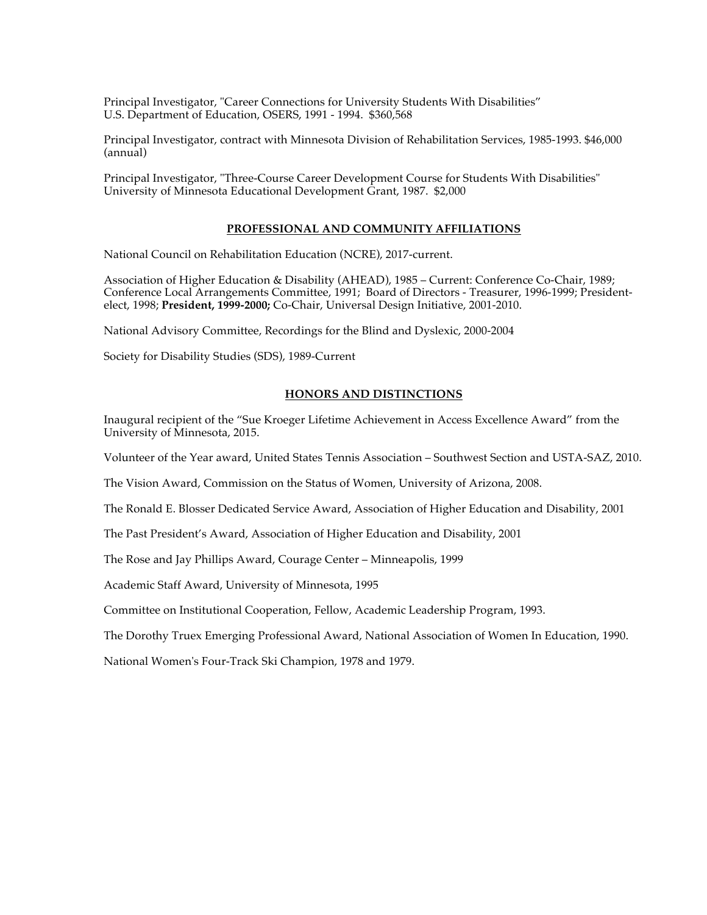Principal Investigator, "Career Connections for University Students With Disabilities" U.S. Department of Education, OSERS, 1991 - 1994. $360,568

Principal Investigator, contract with Minnesota Division of Rehabilitation Services, 1985-1993. $46,000 (annual)

Principal Investigator, "Three-Course Career Development Course for Students With Disabilities" University of Minnesota Educational Development Grant, 1987. $2,000

## PROFESSIONAL AND COMMUNITY AFFILIATIONS

National Council on Rehabilitation Education (NCRE), 2017-current.

Association of Higher Education & Disability (AHEAD), 1985 – Current: Conference Co-Chair, 1989; Conference Local Arrangements Committee, 1991; Board of Directors - Treasurer, 1996-1999; President-elect, 1998; **President, 1999-2000;** Co-Chair, Universal Design Initiative, 2001-2010.

National Advisory Committee, Recordings for the Blind and Dyslexic, 2000-2004

Society for Disability Studies (SDS), 1989-Current

## HONORS AND DISTINCTIONS

Inaugural recipient of the "Sue Kroeger Lifetime Achievement in Access Excellence Award" from the University of Minnesota, 2015.

Volunteer of the Year award, United States Tennis Association – Southwest Section and USTA-SAZ, 2010.

The Vision Award, Commission on the Status of Women, University of Arizona, 2008.

The Ronald E. Blosser Dedicated Service Award, Association of Higher Education and Disability, 2001

The Past President's Award, Association of Higher Education and Disability, 2001

The Rose and Jay Phillips Award, Courage Center – Minneapolis, 1999

Academic Staff Award, University of Minnesota, 1995

Committee on Institutional Cooperation, Fellow, Academic Leadership Program, 1993.

The Dorothy Truex Emerging Professional Award, National Association of Women In Education, 1990.

National Women's Four-Track Ski Champion, 1978 and 1979.